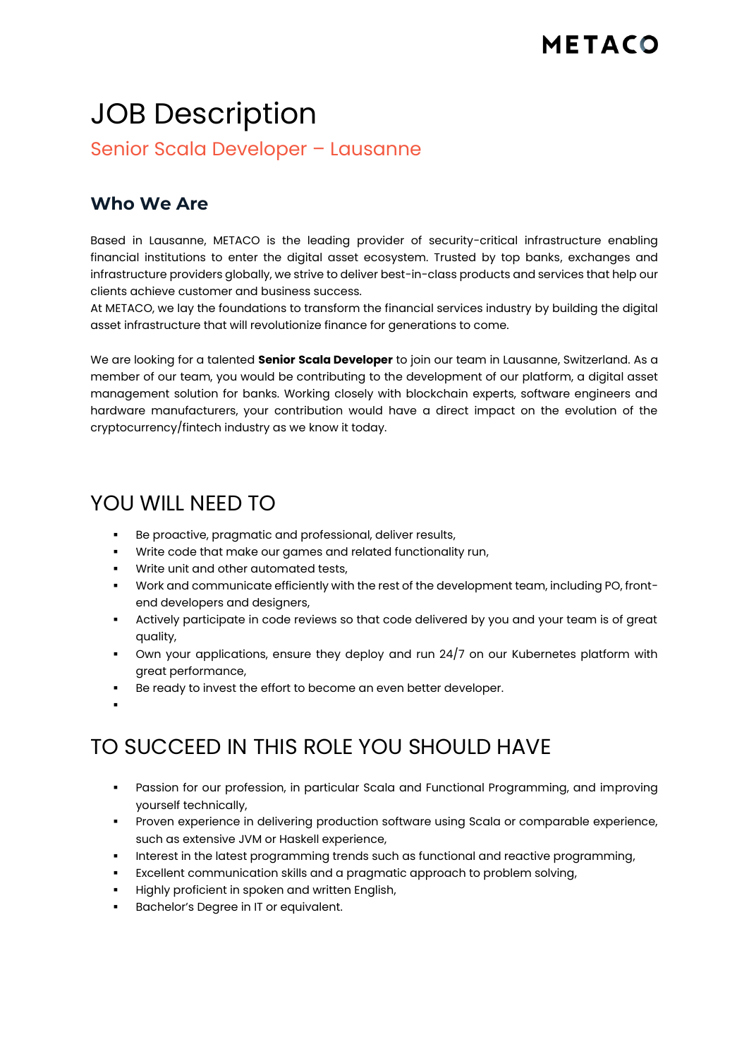# JOB Description

## Senior Scala Developer – Lausanne

### Who We Are

Based in Lausanne, METACO is the leading provider of security-critical infrastructure enabling financial institutions to enter the digital asset ecosystem. Trusted by top banks, exchanges and infrastructure providers globally, we strive to deliver best-in-class products and services that help our clients achieve customer and business success.
At METACO, we lay the foundations to transform the financial services industry by building the digital asset infrastructure that will revolutionize finance for generations to come.

We are looking for a talented **Senior Scala Developer** to join our team in Lausanne, Switzerland. As a member of our team, you would be contributing to the development of our platform, a digital asset management solution for banks. Working closely with blockchain experts, software engineers and hardware manufacturers, your contribution would have a direct impact on the evolution of the cryptocurrency/fintech industry as we know it today.

## YOU WILL NEED TO

- Be proactive, pragmatic and professional, deliver results,
- Write code that make our games and related functionality run,
- Write unit and other automated tests,
- Work and communicate efficiently with the rest of the development team, including PO, front-end developers and designers,
- Actively participate in code reviews so that code delivered by you and your team is of great quality,
- Own your applications, ensure they deploy and run 24/7 on our Kubernetes platform with great performance,
- Be ready to invest the effort to become an even better developer.

## TO SUCCEED IN THIS ROLE YOU SHOULD HAVE

- Passion for our profession, in particular Scala and Functional Programming, and improving yourself technically,
- Proven experience in delivering production software using Scala or comparable experience, such as extensive JVM or Haskell experience,
- Interest in the latest programming trends such as functional and reactive programming,
- Excellent communication skills and a pragmatic approach to problem solving,
- Highly proficient in spoken and written English,
- Bachelor's Degree in IT or equivalent.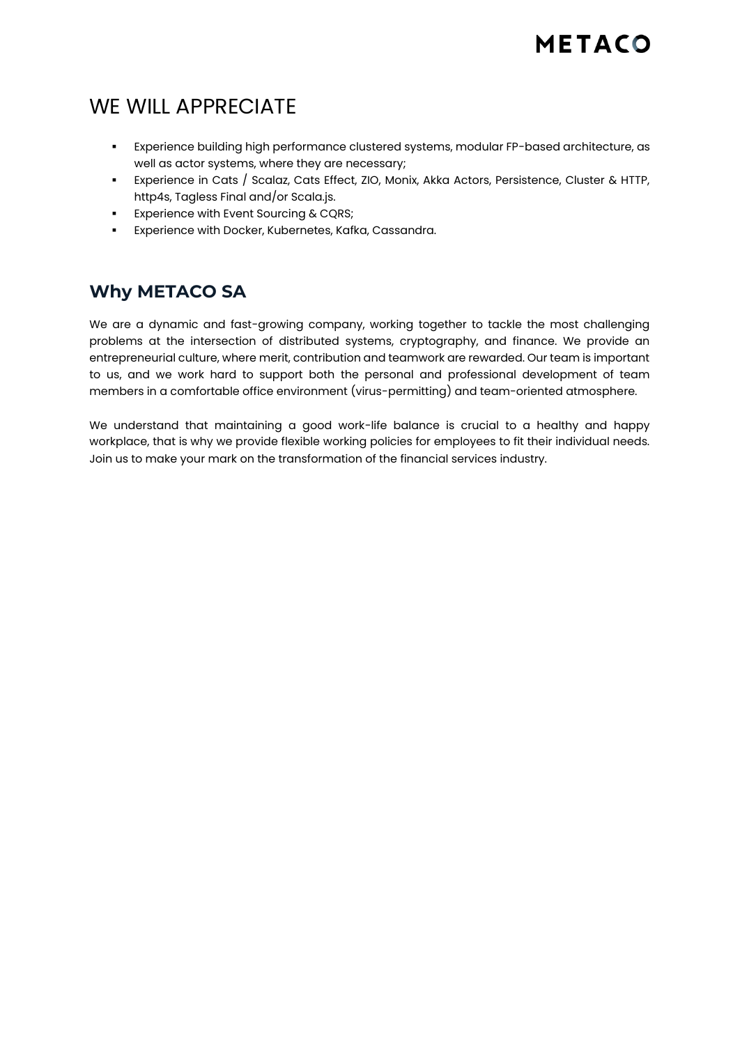## WE WILL APPRECIATE

- Experience building high performance clustered systems, modular FP-based architecture, as well as actor systems, where they are necessary;
- Experience in Cats / Scalaz, Cats Effect, ZIO, Monix, Akka Actors, Persistence, Cluster & HTTP, http4s, Tagless Final and/or Scala.js.
- Experience with Event Sourcing & CQRS;
- Experience with Docker, Kubernetes, Kafka, Cassandra.

## Why METACO SA

We are a dynamic and fast-growing company, working together to tackle the most challenging problems at the intersection of distributed systems, cryptography, and finance. We provide an entrepreneurial culture, where merit, contribution and teamwork are rewarded. Our team is important to us, and we work hard to support both the personal and professional development of team members in a comfortable office environment (virus-permitting) and team-oriented atmosphere.

We understand that maintaining a good work-life balance is crucial to a healthy and happy workplace, that is why we provide flexible working policies for employees to fit their individual needs. Join us to make your mark on the transformation of the financial services industry.